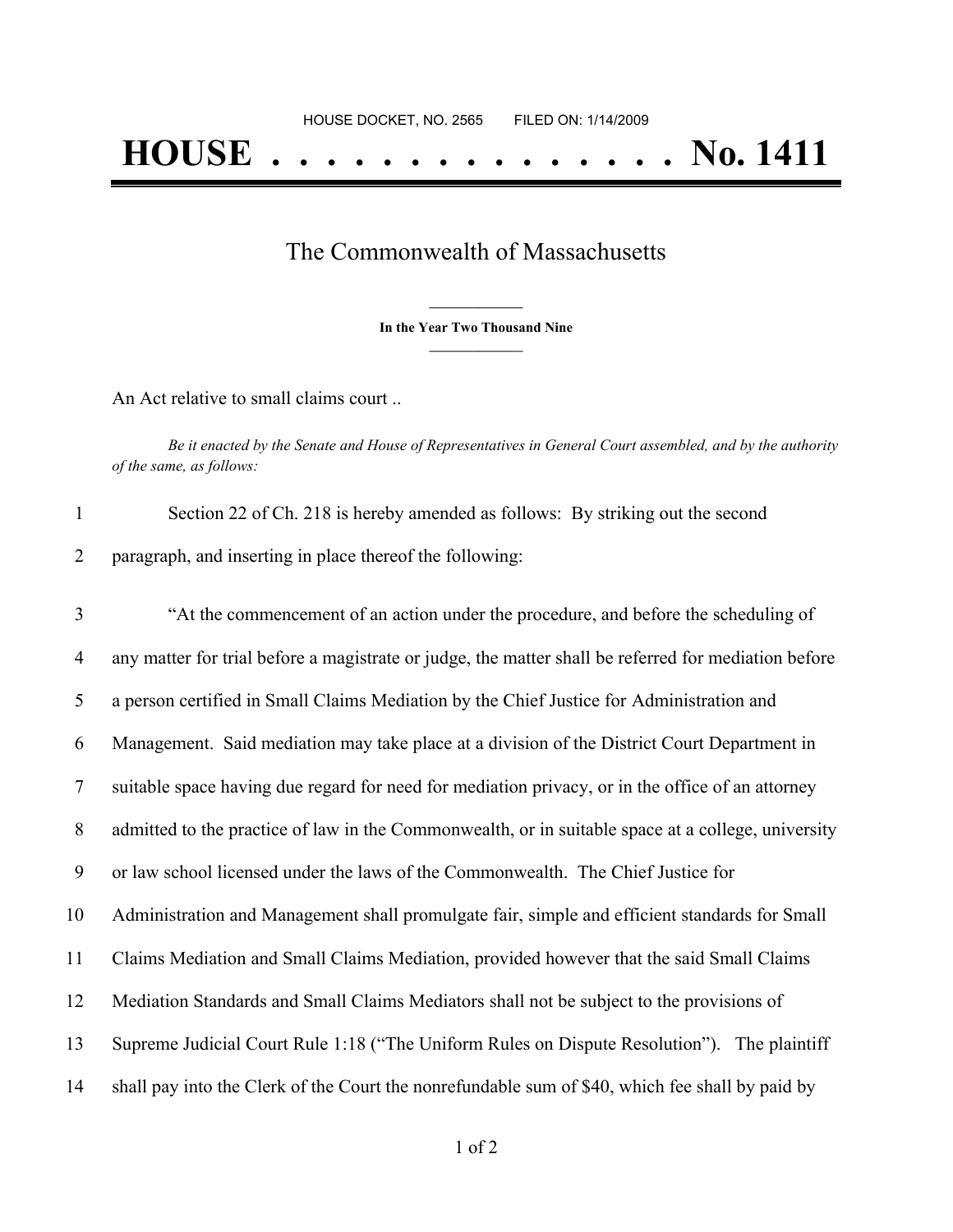HOUSE DOCKET, NO. 2565 FILED ON: 1/14/2009

# HOUSE . . . . . . . . . . . . . . . No. 1411

## The Commonwealth of Massachusetts

**In the Year Two Thousand Nine**

An Act relative to small claims court ..

*Be it enacted by the Senate and House of Representatives in General Court assembled, and by the authority of the same, as follows:*

1 Section 22 of Ch. 218 is hereby amended as follows: By striking out the second
2 paragraph, and inserting in place thereof the following:

3 "At the commencement of an action under the procedure, and before the scheduling of
4 any matter for trial before a magistrate or judge, the matter shall be referred for mediation before
5 a person certified in Small Claims Mediation by the Chief Justice for Administration and
6 Management. Said mediation may take place at a division of the District Court Department in
7 suitable space having due regard for need for mediation privacy, or in the office of an attorney
8 admitted to the practice of law in the Commonwealth, or in suitable space at a college, university
9 or law school licensed under the laws of the Commonwealth. The Chief Justice for
10 Administration and Management shall promulgate fair, simple and efficient standards for Small
11 Claims Mediation and Small Claims Mediation, provided however that the said Small Claims
12 Mediation Standards and Small Claims Mediators shall not be subject to the provisions of
13 Supreme Judicial Court Rule 1:18 ("The Uniform Rules on Dispute Resolution"). The plaintiff
14 shall pay into the Clerk of the Court the nonrefundable sum of $40, which fee shall by paid by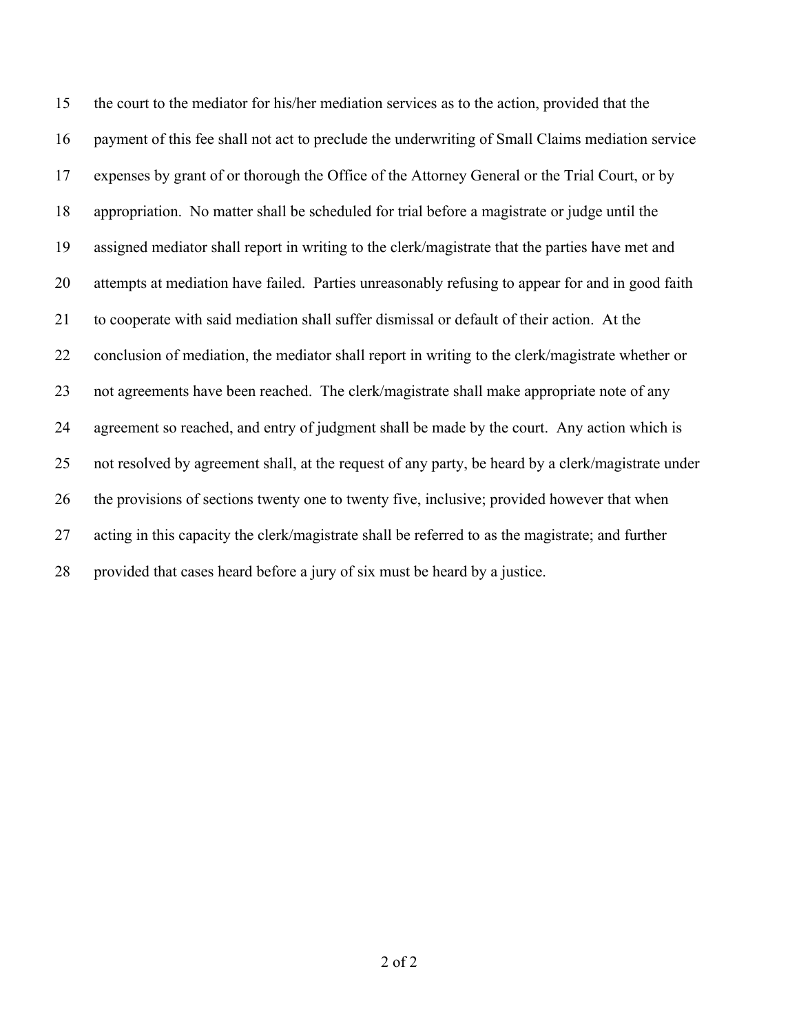the court to the mediator for his/her mediation services as to the action, provided that the payment of this fee shall not act to preclude the underwriting of Small Claims mediation service expenses by grant of or thorough the Office of the Attorney General or the Trial Court, or by appropriation. No matter shall be scheduled for trial before a magistrate or judge until the assigned mediator shall report in writing to the clerk/magistrate that the parties have met and attempts at mediation have failed. Parties unreasonably refusing to appear for and in good faith to cooperate with said mediation shall suffer dismissal or default of their action. At the conclusion of mediation, the mediator shall report in writing to the clerk/magistrate whether or not agreements have been reached. The clerk/magistrate shall make appropriate note of any agreement so reached, and entry of judgment shall be made by the court. Any action which is not resolved by agreement shall, at the request of any party, be heard by a clerk/magistrate under the provisions of sections twenty one to twenty five, inclusive; provided however that when acting in this capacity the clerk/magistrate shall be referred to as the magistrate; and further provided that cases heard before a jury of six must be heard by a justice.